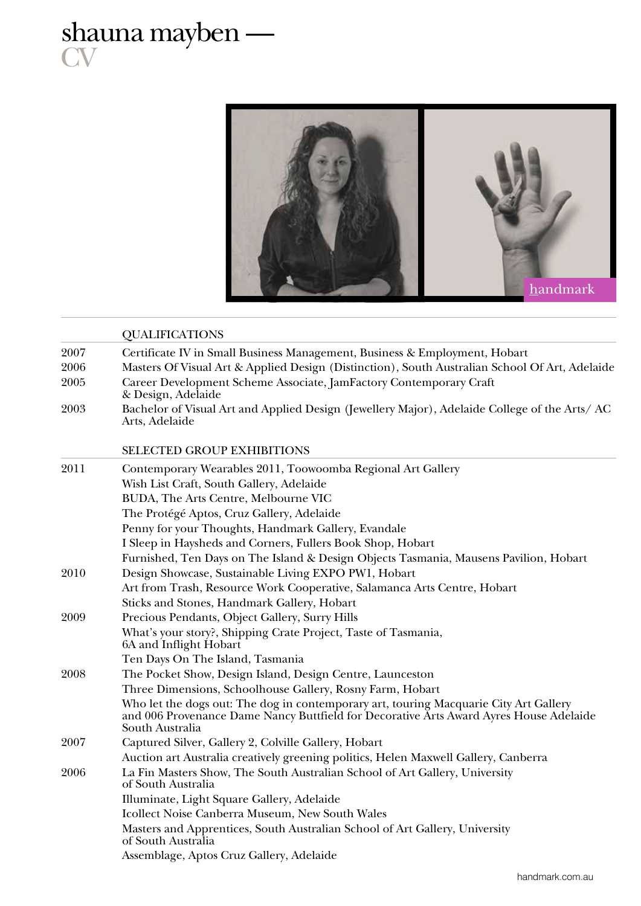# shauna mayben — CV

## QUALIFICATIONS

| | |
|---|---|
| 2007 | Certificate IV in Small Business Management, Business & Employment, Hobart |
| 2006 | Masters Of Visual Art & Applied Design (Distinction), South Australian School Of Art, Adelaide |
| 2005 | Career Development Scheme Associate, JamFactory Contemporary Craft & Design, Adelaide |
| 2003 | Bachelor of Visual Art and Applied Design (Jewellery Major), Adelaide College of the Arts/ AC Arts, Adelaide |

## SELECTED GROUP EXHIBITIONS

| | |
|---|---|
| 2011 | Contemporary Wearables 2011, Toowoomba Regional Art Gallery |
| | Wish List Craft, South Gallery, Adelaide |
| | BUDA, The Arts Centre, Melbourne VIC |
| | The Protégé Aptos, Cruz Gallery, Adelaide |
| | Penny for your Thoughts, Handmark Gallery, Evandale |
| | I Sleep in Haysheds and Corners, Fullers Book Shop, Hobart |
| | Furnished, Ten Days on The Island & Design Objects Tasmania, Mausens Pavilion, Hobart |
| 2010 | Design Showcase, Sustainable Living EXPO PW1, Hobart |
| | Art from Trash, Resource Work Cooperative, Salamanca Arts Centre, Hobart |
| | Sticks and Stones, Handmark Gallery, Hobart |
| 2009 | Precious Pendants, Object Gallery, Surry Hills |
| | What's your story?, Shipping Crate Project, Taste of Tasmania, 6A and Inflight Hobart |
| | Ten Days On The Island, Tasmania |
| 2008 | The Pocket Show, Design Island, Design Centre, Launceston |
| | Three Dimensions, Schoolhouse Gallery, Rosny Farm, Hobart |
| | Who let the dogs out: The dog in contemporary art, touring Macquarie City Art Gallery and 006 Provenance Dame Nancy Buttfield for Decorative Arts Award Ayres House Adelaide South Australia |
| 2007 | Captured Silver, Gallery 2, Colville Gallery, Hobart |
| | Auction art Australia creatively greening politics, Helen Maxwell Gallery, Canberra |
| 2006 | La Fin Masters Show, The South Australian School of Art Gallery, University of South Australia |
| | Illuminate, Light Square Gallery, Adelaide |
| | Icollect Noise Canberra Museum, New South Wales |
| | Masters and Apprentices, South Australian School of Art Gallery, University of South Australia |
| | Assemblage, Aptos Cruz Gallery, Adelaide |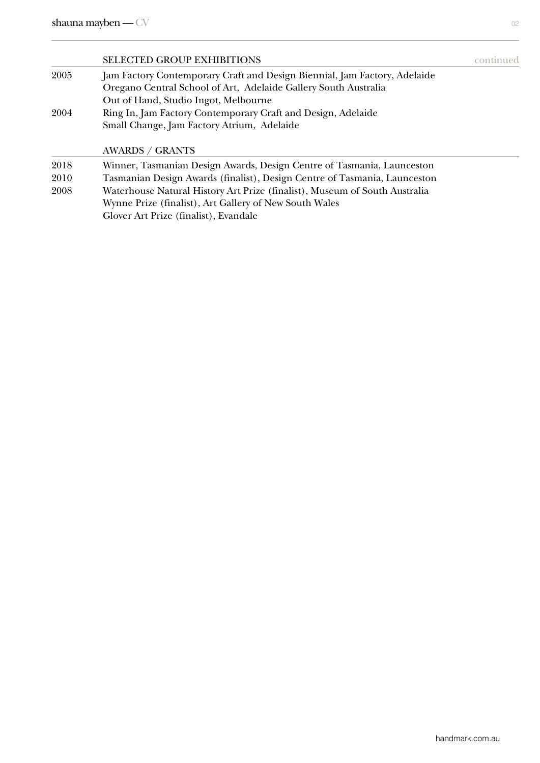## SELECTED GROUP EXHIBITIONS continued

| | |
|---|---|
| 2005 | Jam Factory Contemporary Craft and Design Biennial, Jam Factory, Adelaide |
| | Oregano Central School of Art, Adelaide Gallery South Australia |
| | Out of Hand, Studio Ingot, Melbourne |
| 2004 | Ring In, Jam Factory Contemporary Craft and Design, Adelaide |
| | Small Change, Jam Factory Atrium, Adelaide |

## AWARDS / GRANTS

| | |
|---|---|
| 2018 | Winner, Tasmanian Design Awards, Design Centre of Tasmania, Launceston |
| 2010 | Tasmanian Design Awards (finalist), Design Centre of Tasmania, Launceston |
| 2008 | Waterhouse Natural History Art Prize (finalist), Museum of South Australia |
| | Wynne Prize (finalist), Art Gallery of New South Wales |
| | Glover Art Prize (finalist), Evandale |